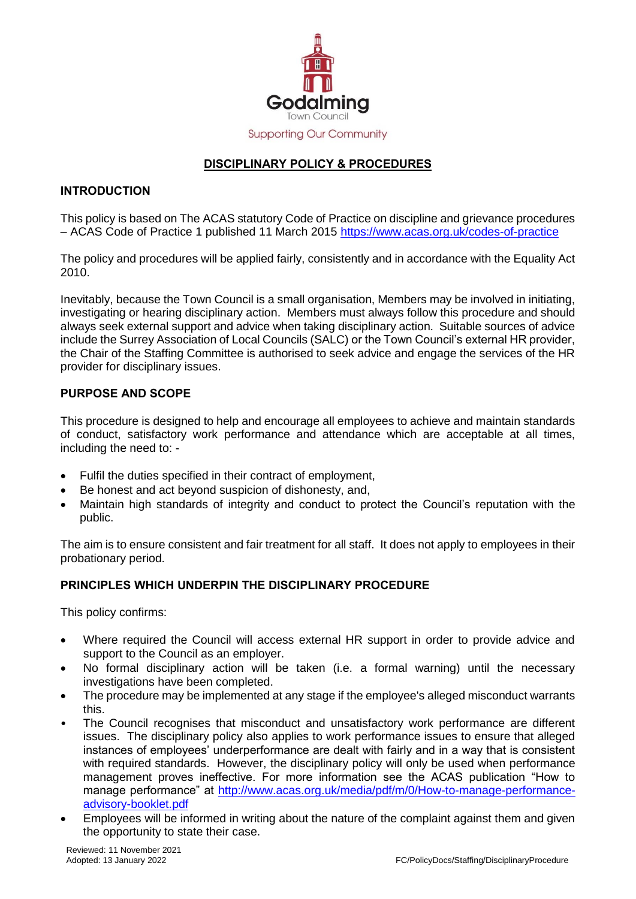Godalming

Town Council

Supporting Our Community

# DISCIPLINARY POLICY & PROCEDURES

## INTRODUCTION

This policy is based on The ACAS statutory Code of Practice on discipline and grievance procedures – ACAS Code of Practice 1 published 11 March 2015 https://www.acas.org.uk/codes-of-practice

The policy and procedures will be applied fairly, consistently and in accordance with the Equality Act 2010.

Inevitably, because the Town Council is a small organisation, Members may be involved in initiating, investigating or hearing disciplinary action. Members must always follow this procedure and should always seek external support and advice when taking disciplinary action. Suitable sources of advice include the Surrey Association of Local Councils (SALC) or the Town Council's external HR provider, the Chair of the Staffing Committee is authorised to seek advice and engage the services of the HR provider for disciplinary issues.

## PURPOSE AND SCOPE

This procedure is designed to help and encourage all employees to achieve and maintain standards of conduct, satisfactory work performance and attendance which are acceptable at all times, including the need to: -

- Fulfil the duties specified in their contract of employment,
- Be honest and act beyond suspicion of dishonesty, and,
- Maintain high standards of integrity and conduct to protect the Council's reputation with the public.

The aim is to ensure consistent and fair treatment for all staff. It does not apply to employees in their probationary period.

## PRINCIPLES WHICH UNDERPIN THE DISCIPLINARY PROCEDURE

This policy confirms:

- Where required the Council will access external HR support in order to provide advice and support to the Council as an employer.
- No formal disciplinary action will be taken (i.e. a formal warning) until the necessary investigations have been completed.
- The procedure may be implemented at any stage if the employee's alleged misconduct warrants this.
- The Council recognises that misconduct and unsatisfactory work performance are different issues. The disciplinary policy also applies to work performance issues to ensure that alleged instances of employees' underperformance are dealt with fairly and in a way that is consistent with required standards. However, the disciplinary policy will only be used when performance management proves ineffective. For more information see the ACAS publication "How to manage performance" at http://www.acas.org.uk/media/pdf/m/0/How-to-manage-performance-advisory-booklet.pdf
- Employees will be informed in writing about the nature of the complaint against them and given the opportunity to state their case.

Reviewed: 11 November 2021
Adopted: 13 January 2022

FC/PolicyDocs/Staffing/DisciplinaryProcedure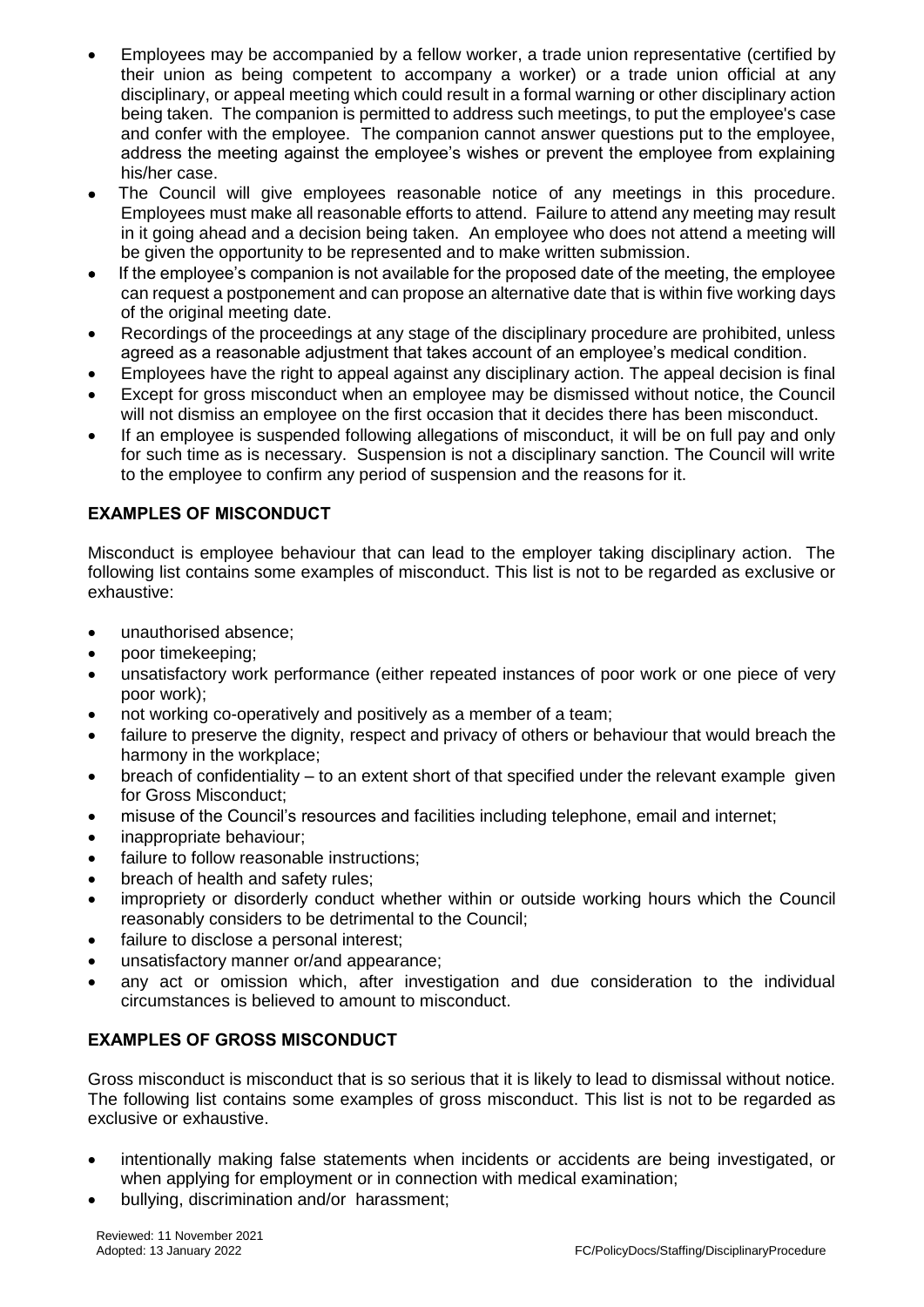- Employees may be accompanied by a fellow worker, a trade union representative (certified by their union as being competent to accompany a worker) or a trade union official at any disciplinary, or appeal meeting which could result in a formal warning or other disciplinary action being taken. The companion is permitted to address such meetings, to put the employee's case and confer with the employee. The companion cannot answer questions put to the employee, address the meeting against the employee's wishes or prevent the employee from explaining his/her case.
- The Council will give employees reasonable notice of any meetings in this procedure. Employees must make all reasonable efforts to attend. Failure to attend any meeting may result in it going ahead and a decision being taken. An employee who does not attend a meeting will be given the opportunity to be represented and to make written submission.
- If the employee's companion is not available for the proposed date of the meeting, the employee can request a postponement and can propose an alternative date that is within five working days of the original meeting date.
- Recordings of the proceedings at any stage of the disciplinary procedure are prohibited, unless agreed as a reasonable adjustment that takes account of an employee's medical condition.
- Employees have the right to appeal against any disciplinary action. The appeal decision is final
- Except for gross misconduct when an employee may be dismissed without notice, the Council will not dismiss an employee on the first occasion that it decides there has been misconduct.
- If an employee is suspended following allegations of misconduct, it will be on full pay and only for such time as is necessary. Suspension is not a disciplinary sanction. The Council will write to the employee to confirm any period of suspension and the reasons for it.

## EXAMPLES OF MISCONDUCT

Misconduct is employee behaviour that can lead to the employer taking disciplinary action. The following list contains some examples of misconduct. This list is not to be regarded as exclusive or exhaustive:

- unauthorised absence;
- poor timekeeping;
- unsatisfactory work performance (either repeated instances of poor work or one piece of very poor work);
- not working co-operatively and positively as a member of a team;
- failure to preserve the dignity, respect and privacy of others or behaviour that would breach the harmony in the workplace;
- breach of confidentiality – to an extent short of that specified under the relevant example given for Gross Misconduct;
- misuse of the Council's resources and facilities including telephone, email and internet;
- inappropriate behaviour;
- failure to follow reasonable instructions;
- breach of health and safety rules;
- impropriety or disorderly conduct whether within or outside working hours which the Council reasonably considers to be detrimental to the Council;
- failure to disclose a personal interest;
- unsatisfactory manner or/and appearance;
- any act or omission which, after investigation and due consideration to the individual circumstances is believed to amount to misconduct.

## EXAMPLES OF GROSS MISCONDUCT

Gross misconduct is misconduct that is so serious that it is likely to lead to dismissal without notice. The following list contains some examples of gross misconduct. This list is not to be regarded as exclusive or exhaustive.

- intentionally making false statements when incidents or accidents are being investigated, or when applying for employment or in connection with medical examination;
- bullying, discrimination and/or harassment;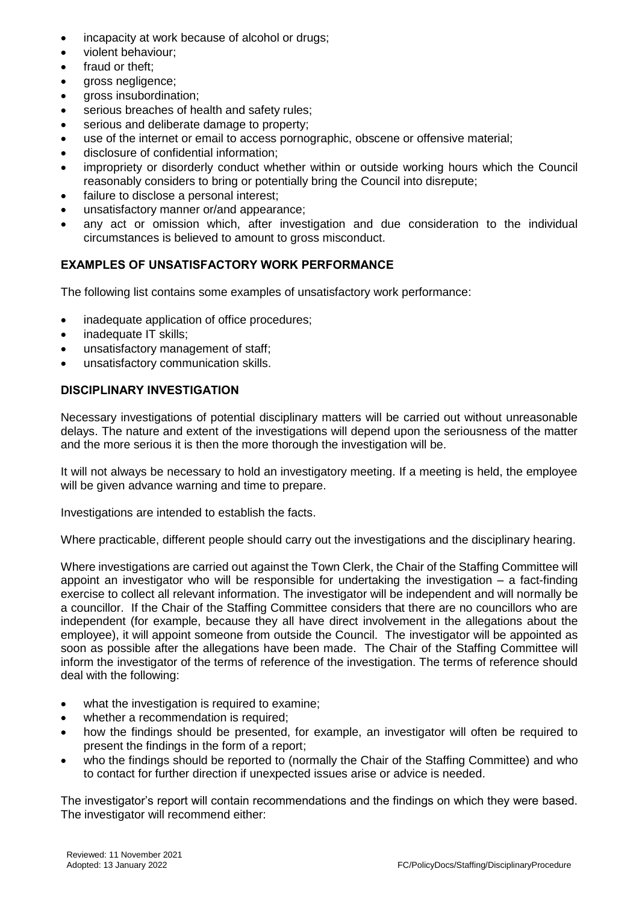- incapacity at work because of alcohol or drugs;
- violent behaviour;
- fraud or theft;
- gross negligence;
- gross insubordination;
- serious breaches of health and safety rules;
- serious and deliberate damage to property;
- use of the internet or email to access pornographic, obscene or offensive material;
- disclosure of confidential information;
- impropriety or disorderly conduct whether within or outside working hours which the Council reasonably considers to bring or potentially bring the Council into disrepute;
- failure to disclose a personal interest;
- unsatisfactory manner or/and appearance;
- any act or omission which, after investigation and due consideration to the individual circumstances is believed to amount to gross misconduct.

## EXAMPLES OF UNSATISFACTORY WORK PERFORMANCE

The following list contains some examples of unsatisfactory work performance:

- inadequate application of office procedures;
- inadequate IT skills;
- unsatisfactory management of staff;
- unsatisfactory communication skills.

## DISCIPLINARY INVESTIGATION

Necessary investigations of potential disciplinary matters will be carried out without unreasonable delays. The nature and extent of the investigations will depend upon the seriousness of the matter and the more serious it is then the more thorough the investigation will be.

It will not always be necessary to hold an investigatory meeting. If a meeting is held, the employee will be given advance warning and time to prepare.

Investigations are intended to establish the facts.

Where practicable, different people should carry out the investigations and the disciplinary hearing.

Where investigations are carried out against the Town Clerk, the Chair of the Staffing Committee will appoint an investigator who will be responsible for undertaking the investigation – a fact-finding exercise to collect all relevant information. The investigator will be independent and will normally be a councillor. If the Chair of the Staffing Committee considers that there are no councillors who are independent (for example, because they all have direct involvement in the allegations about the employee), it will appoint someone from outside the Council. The investigator will be appointed as soon as possible after the allegations have been made. The Chair of the Staffing Committee will inform the investigator of the terms of reference of the investigation. The terms of reference should deal with the following:

- what the investigation is required to examine;
- whether a recommendation is required;
- how the findings should be presented, for example, an investigator will often be required to present the findings in the form of a report;
- who the findings should be reported to (normally the Chair of the Staffing Committee) and who to contact for further direction if unexpected issues arise or advice is needed.

The investigator's report will contain recommendations and the findings on which they were based. The investigator will recommend either: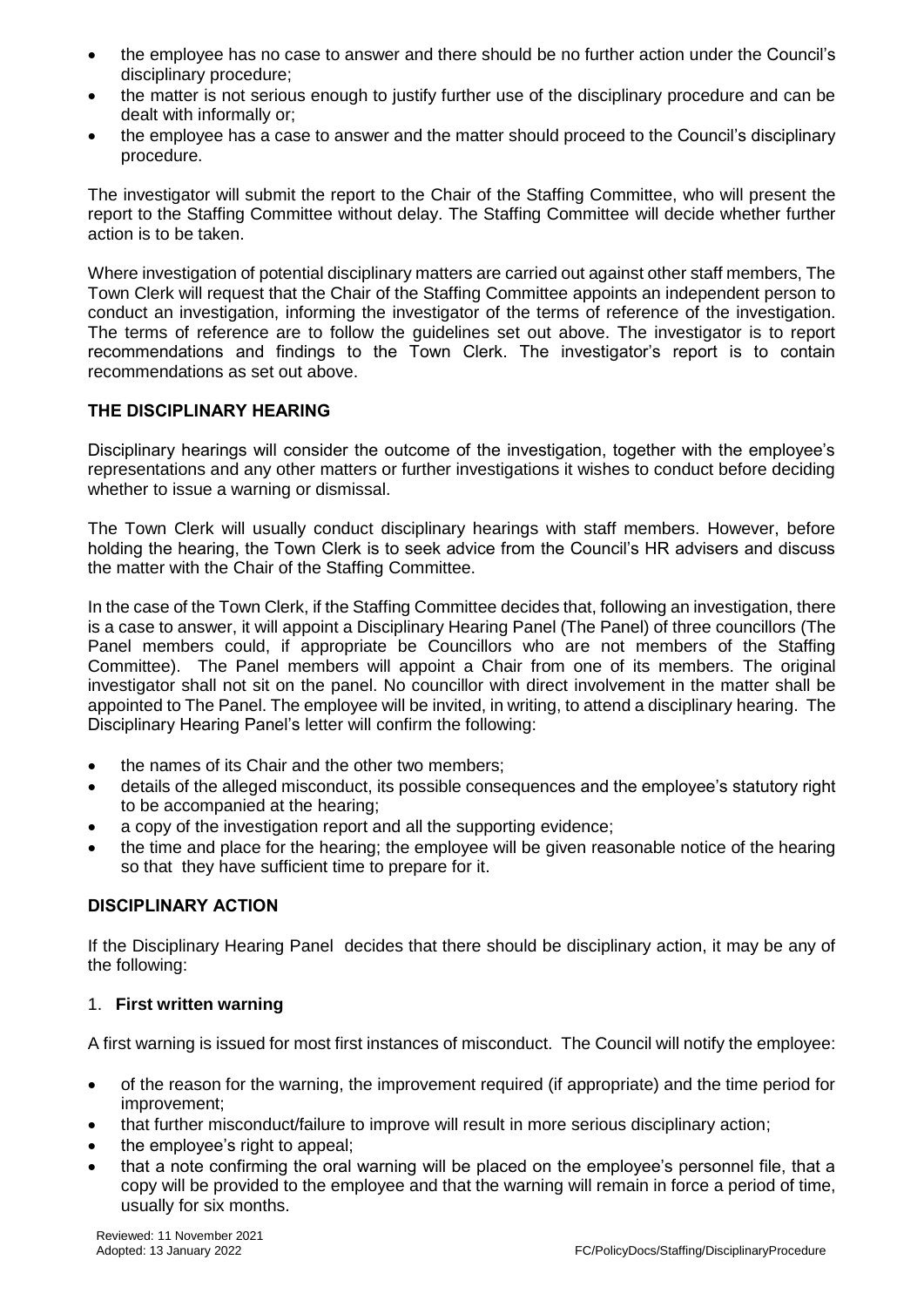- the employee has no case to answer and there should be no further action under the Council's disciplinary procedure;
- the matter is not serious enough to justify further use of the disciplinary procedure and can be dealt with informally or;
- the employee has a case to answer and the matter should proceed to the Council's disciplinary procedure.

The investigator will submit the report to the Chair of the Staffing Committee, who will present the report to the Staffing Committee without delay. The Staffing Committee will decide whether further action is to be taken.

Where investigation of potential disciplinary matters are carried out against other staff members, The Town Clerk will request that the Chair of the Staffing Committee appoints an independent person to conduct an investigation, informing the investigator of the terms of reference of the investigation. The terms of reference are to follow the guidelines set out above. The investigator is to report recommendations and findings to the Town Clerk. The investigator's report is to contain recommendations as set out above.

## THE DISCIPLINARY HEARING

Disciplinary hearings will consider the outcome of the investigation, together with the employee's representations and any other matters or further investigations it wishes to conduct before deciding whether to issue a warning or dismissal.

The Town Clerk will usually conduct disciplinary hearings with staff members. However, before holding the hearing, the Town Clerk is to seek advice from the Council's HR advisers and discuss the matter with the Chair of the Staffing Committee.

In the case of the Town Clerk, if the Staffing Committee decides that, following an investigation, there is a case to answer, it will appoint a Disciplinary Hearing Panel (The Panel) of three councillors (The Panel members could, if appropriate be Councillors who are not members of the Staffing Committee). The Panel members will appoint a Chair from one of its members. The original investigator shall not sit on the panel. No councillor with direct involvement in the matter shall be appointed to The Panel. The employee will be invited, in writing, to attend a disciplinary hearing. The Disciplinary Hearing Panel's letter will confirm the following:

- the names of its Chair and the other two members;
- details of the alleged misconduct, its possible consequences and the employee's statutory right to be accompanied at the hearing;
- a copy of the investigation report and all the supporting evidence;
- the time and place for the hearing; the employee will be given reasonable notice of the hearing so that they have sufficient time to prepare for it.

## DISCIPLINARY ACTION

If the Disciplinary Hearing Panel decides that there should be disciplinary action, it may be any of the following:

### 1. First written warning

A first warning is issued for most first instances of misconduct. The Council will notify the employee:

- of the reason for the warning, the improvement required (if appropriate) and the time period for improvement;
- that further misconduct/failure to improve will result in more serious disciplinary action;
- the employee's right to appeal;
- that a note confirming the oral warning will be placed on the employee's personnel file, that a copy will be provided to the employee and that the warning will remain in force a period of time, usually for six months.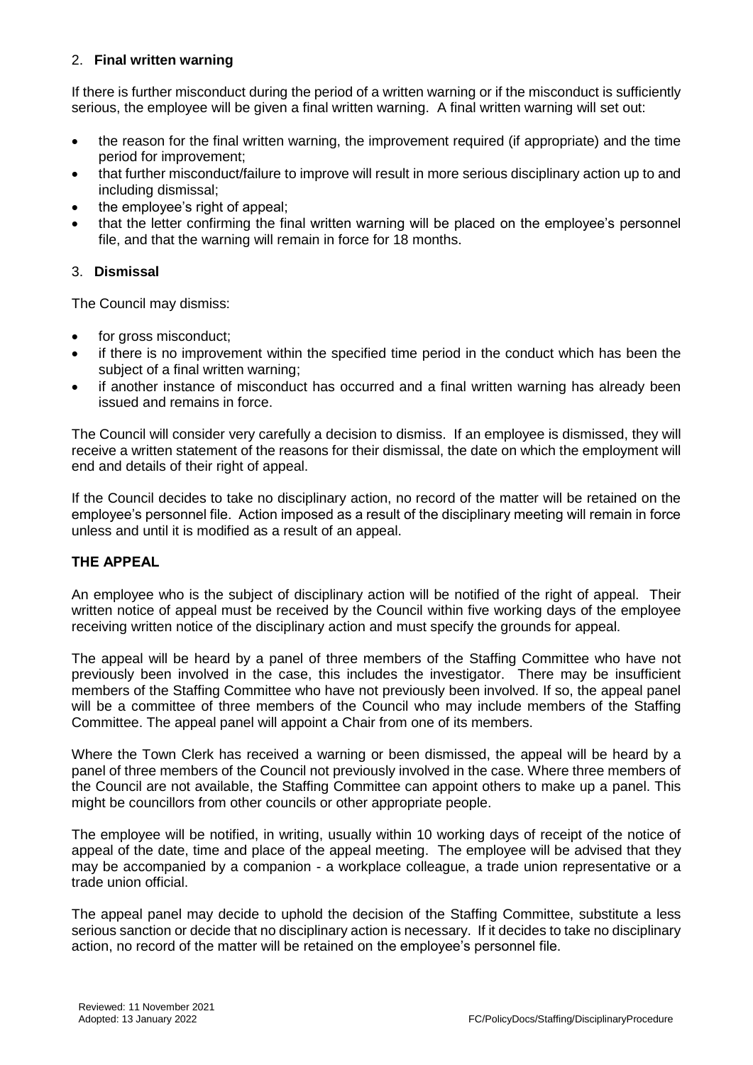2. **Final written warning**

If there is further misconduct during the period of a written warning or if the misconduct is sufficiently serious, the employee will be given a final written warning. A final written warning will set out:

- the reason for the final written warning, the improvement required (if appropriate) and the time period for improvement;
- that further misconduct/failure to improve will result in more serious disciplinary action up to and including dismissal;
- the employee's right of appeal;
- that the letter confirming the final written warning will be placed on the employee's personnel file, and that the warning will remain in force for 18 months.

3. **Dismissal**

The Council may dismiss:

- for gross misconduct;
- if there is no improvement within the specified time period in the conduct which has been the subject of a final written warning;
- if another instance of misconduct has occurred and a final written warning has already been issued and remains in force.

The Council will consider very carefully a decision to dismiss. If an employee is dismissed, they will receive a written statement of the reasons for their dismissal, the date on which the employment will end and details of their right of appeal.

If the Council decides to take no disciplinary action, no record of the matter will be retained on the employee's personnel file. Action imposed as a result of the disciplinary meeting will remain in force unless and until it is modified as a result of an appeal.

## THE APPEAL

An employee who is the subject of disciplinary action will be notified of the right of appeal. Their written notice of appeal must be received by the Council within five working days of the employee receiving written notice of the disciplinary action and must specify the grounds for appeal.

The appeal will be heard by a panel of three members of the Staffing Committee who have not previously been involved in the case, this includes the investigator. There may be insufficient members of the Staffing Committee who have not previously been involved. If so, the appeal panel will be a committee of three members of the Council who may include members of the Staffing Committee. The appeal panel will appoint a Chair from one of its members.

Where the Town Clerk has received a warning or been dismissed, the appeal will be heard by a panel of three members of the Council not previously involved in the case. Where three members of the Council are not available, the Staffing Committee can appoint others to make up a panel. This might be councillors from other councils or other appropriate people.

The employee will be notified, in writing, usually within 10 working days of receipt of the notice of appeal of the date, time and place of the appeal meeting. The employee will be advised that they may be accompanied by a companion - a workplace colleague, a trade union representative or a trade union official.

The appeal panel may decide to uphold the decision of the Staffing Committee, substitute a less serious sanction or decide that no disciplinary action is necessary. If it decides to take no disciplinary action, no record of the matter will be retained on the employee's personnel file.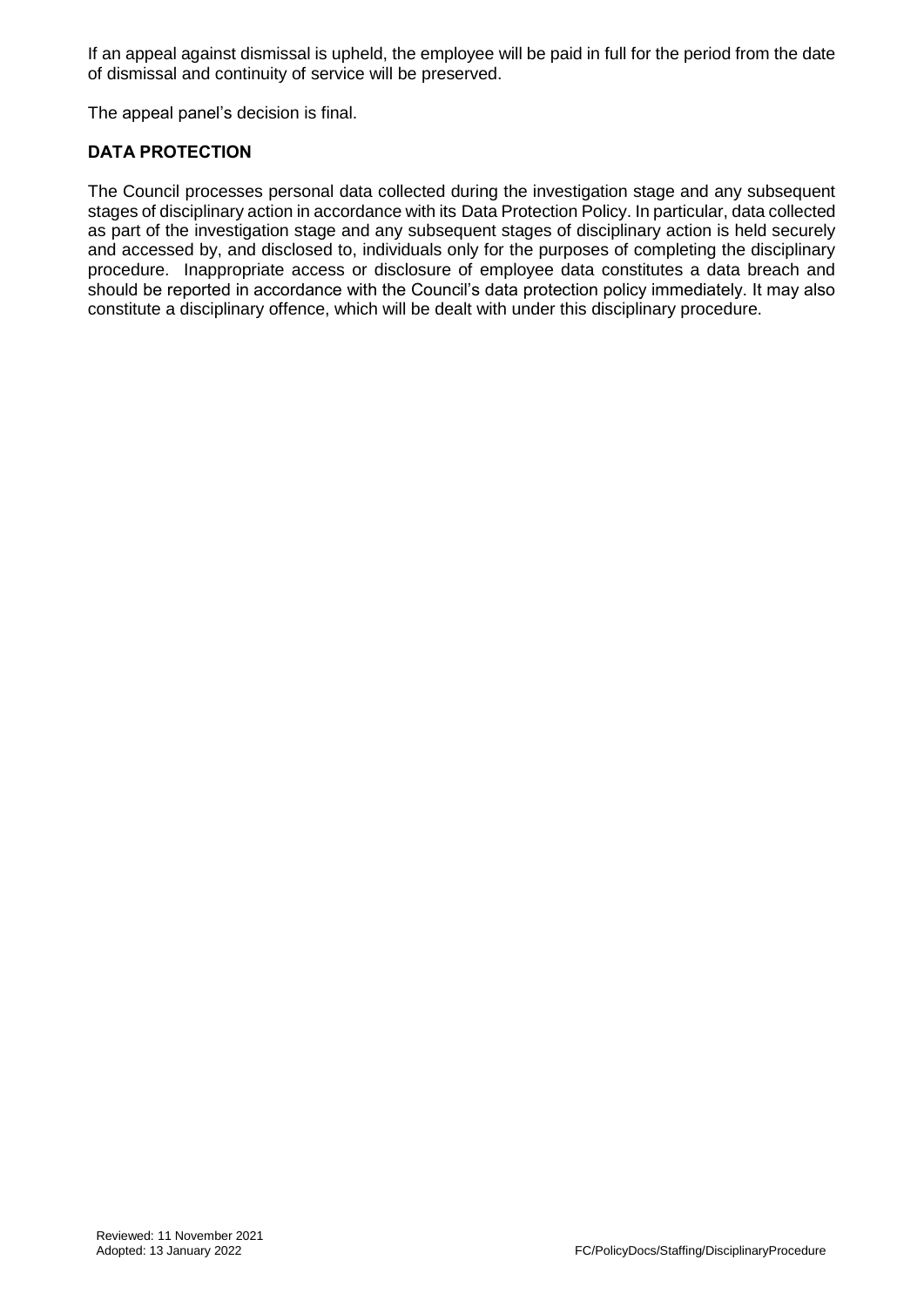If an appeal against dismissal is upheld, the employee will be paid in full for the period from the date of dismissal and continuity of service will be preserved.

The appeal panel's decision is final.

**DATA PROTECTION**

The Council processes personal data collected during the investigation stage and any subsequent stages of disciplinary action in accordance with its Data Protection Policy. In particular, data collected as part of the investigation stage and any subsequent stages of disciplinary action is held securely and accessed by, and disclosed to, individuals only for the purposes of completing the disciplinary procedure. Inappropriate access or disclosure of employee data constitutes a data breach and should be reported in accordance with the Council's data protection policy immediately. It may also constitute a disciplinary offence, which will be dealt with under this disciplinary procedure.